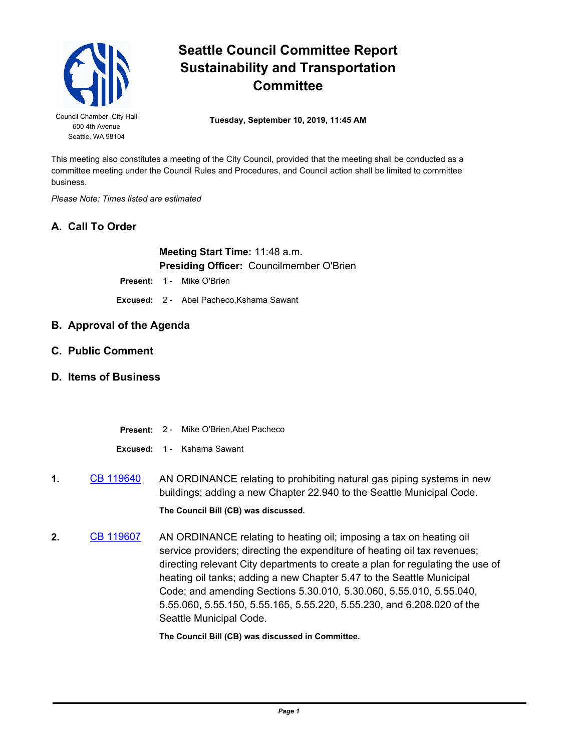# Seattle Council Committee Report
# Sustainability and Transportation Committee

Council Chamber, City Hall
600 4th Avenue
Seattle, WA 98104

**Tuesday, September 10, 2019, 11:45 AM**

This meeting also constitutes a meeting of the City Council, provided that the meeting shall be conducted as a committee meeting under the Council Rules and Procedures, and Council action shall be limited to committee business.

*Please Note: Times listed are estimated*

## A. Call To Order

**Meeting Start Time:** 11:48 a.m.
**Presiding Officer:** Councilmember O'Brien

**Present:** 1 - Mike O'Brien

**Excused:** 2 - Abel Pacheco,Kshama Sawant

## B. Approval of the Agenda

## C. Public Comment

## D. Items of Business

**Present:** 2 - Mike O'Brien,Abel Pacheco

**Excused:** 1 - Kshama Sawant

**1.** CB 119640 AN ORDINANCE relating to prohibiting natural gas piping systems in new buildings; adding a new Chapter 22.940 to the Seattle Municipal Code.

**The Council Bill (CB) was discussed.**

**2.** CB 119607 AN ORDINANCE relating to heating oil; imposing a tax on heating oil service providers; directing the expenditure of heating oil tax revenues; directing relevant City departments to create a plan for regulating the use of heating oil tanks; adding a new Chapter 5.47 to the Seattle Municipal Code; and amending Sections 5.30.010, 5.30.060, 5.55.010, 5.55.040, 5.55.060, 5.55.150, 5.55.165, 5.55.220, 5.55.230, and 6.208.020 of the Seattle Municipal Code.

**The Council Bill (CB) was discussed in Committee.**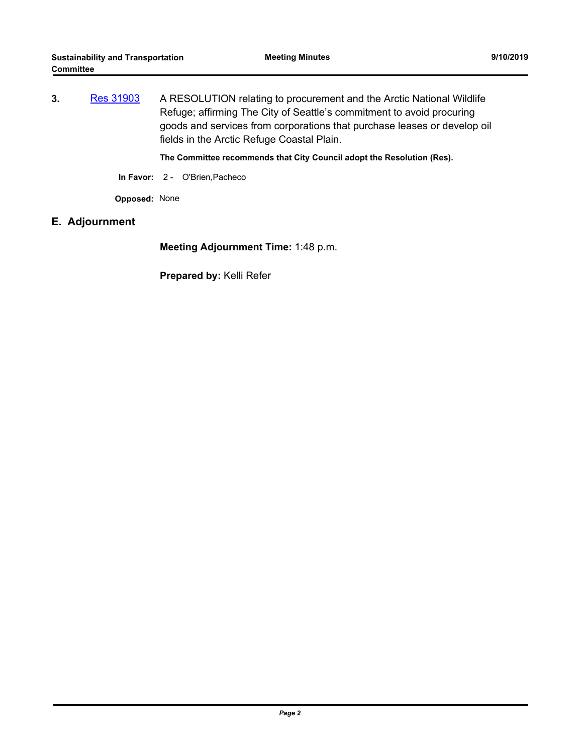**3.** [Res 31903](#) A RESOLUTION relating to procurement and the Arctic National Wildlife Refuge; affirming The City of Seattle's commitment to avoid procuring goods and services from corporations that purchase leases or develop oil fields in the Arctic Refuge Coastal Plain.

**The Committee recommends that City Council adopt the Resolution (Res).**

**In Favor:** 2 - O'Brien,Pacheco

**Opposed:** None

## E. Adjournment

**Meeting Adjournment Time:** 1:48 p.m.

**Prepared by:** Kelli Refer